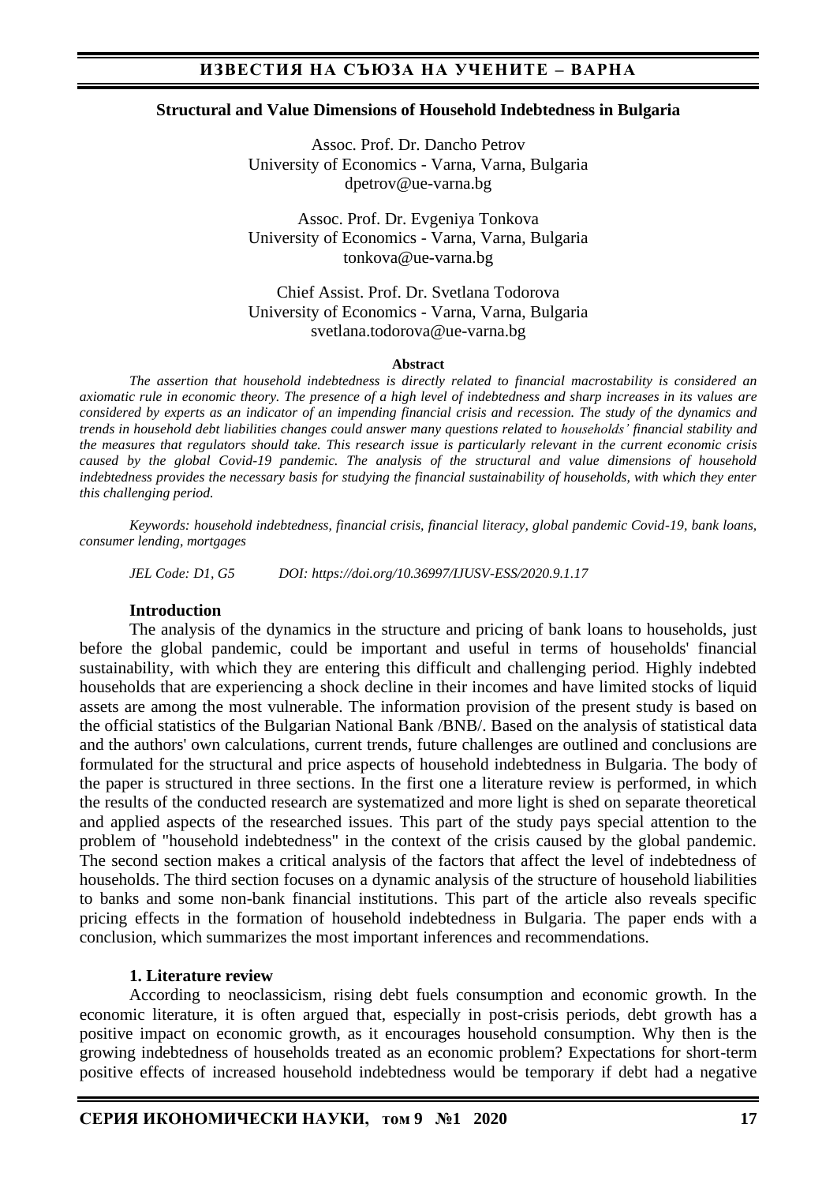# Structural and Value Dimensions of Household Indebtedness in Bulgaria

Assoc. Prof. Dr. Dancho Petrov
University of Economics - Varna, Varna, Bulgaria
dpetrov@ue-varna.bg

Assoc. Prof. Dr. Evgeniya Tonkova
University of Economics - Varna, Varna, Bulgaria
tonkova@ue-varna.bg

Chief Assist. Prof. Dr. Svetlana Todorova
University of Economics - Varna, Varna, Bulgaria
svetlana.todorova@ue-varna.bg

**Abstract**

*The assertion that household indebtedness is directly related to financial macrostability is considered an axiomatic rule in economic theory. The presence of a high level of indebtedness and sharp increases in its values are considered by experts as an indicator of an impending financial crisis and recession. The study of the dynamics and trends in household debt liabilities changes could answer many questions related to households' financial stability and the measures that regulators should take. This research issue is particularly relevant in the current economic crisis caused by the global Covid-19 pandemic. The analysis of the structural and value dimensions of household indebtedness provides the necessary basis for studying the financial sustainability of households, with which they enter this challenging period.*

*Keywords: household indebtedness, financial crisis, financial literacy, global pandemic Covid-19, bank loans, consumer lending, mortgages*

*JEL Code: D1, G5* *DOI: https://doi.org/10.36997/IJUSV-ESS/2020.9.1.17*

## Introduction

The analysis of the dynamics in the structure and pricing of bank loans to households, just before the global pandemic, could be important and useful in terms of households' financial sustainability, with which they are entering this difficult and challenging period. Highly indebted households that are experiencing a shock decline in their incomes and have limited stocks of liquid assets are among the most vulnerable. The information provision of the present study is based on the official statistics of the Bulgarian National Bank /BNB/. Based on the analysis of statistical data and the authors' own calculations, current trends, future challenges are outlined and conclusions are formulated for the structural and price aspects of household indebtedness in Bulgaria. The body of the paper is structured in three sections. In the first one a literature review is performed, in which the results of the conducted research are systematized and more light is shed on separate theoretical and applied aspects of the researched issues. This part of the study pays special attention to the problem of "household indebtedness" in the context of the crisis caused by the global pandemic. The second section makes a critical analysis of the factors that affect the level of indebtedness of households. The third section focuses on a dynamic analysis of the structure of household liabilities to banks and some non-bank financial institutions. This part of the article also reveals specific pricing effects in the formation of household indebtedness in Bulgaria. The paper ends with a conclusion, which summarizes the most important inferences and recommendations.

## 1. Literature review

According to neoclassicism, rising debt fuels consumption and economic growth. In the economic literature, it is often argued that, especially in post-crisis periods, debt growth has a positive impact on economic growth, as it encourages household consumption. Why then is the growing indebtedness of households treated as an economic problem? Expectations for short-term positive effects of increased household indebtedness would be temporary if debt had a negative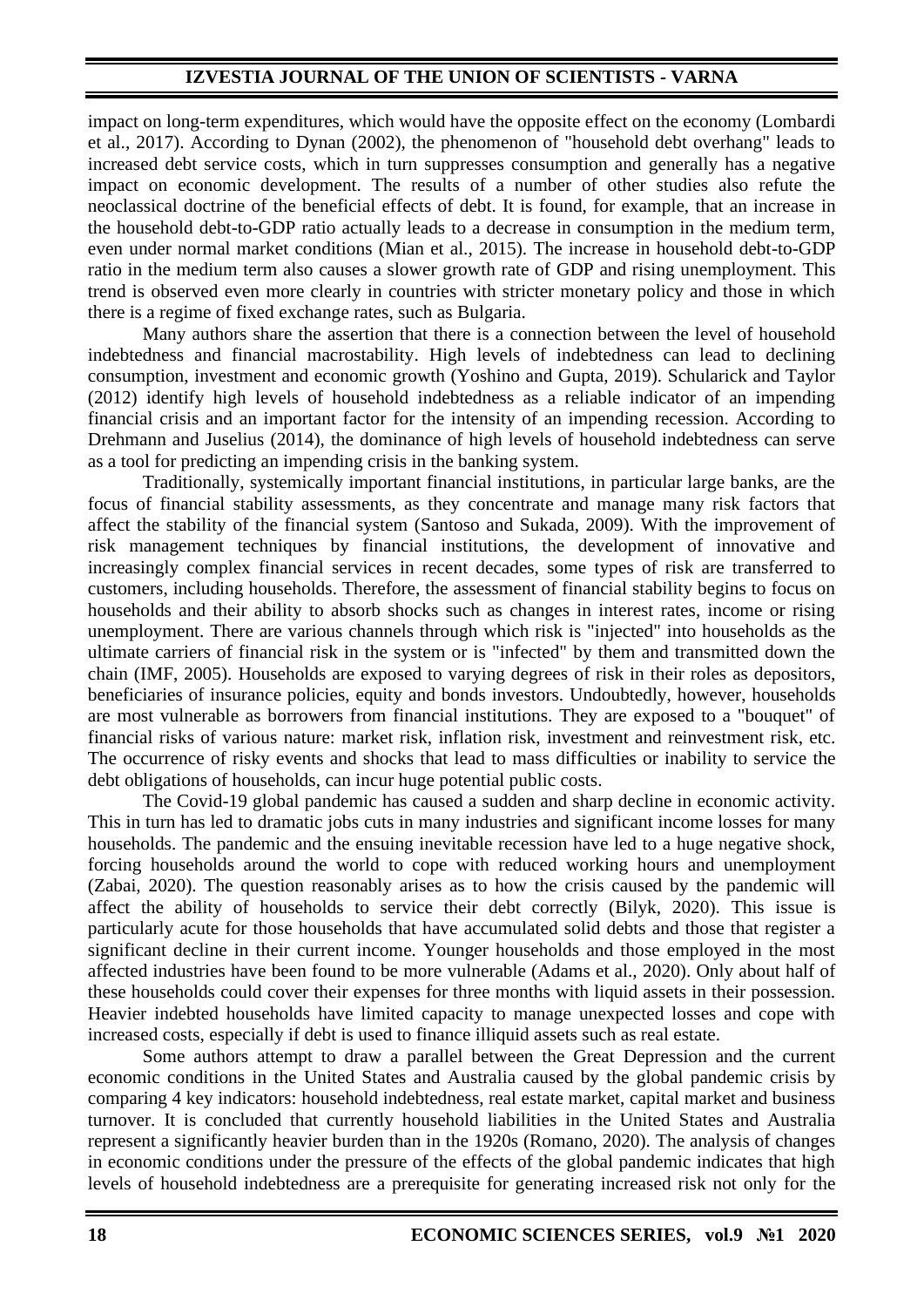impact on long-term expenditures, which would have the opposite effect on the economy (Lombardi et al., 2017). According to Dynan (2002), the phenomenon of "household debt overhang" leads to increased debt service costs, which in turn suppresses consumption and generally has a negative impact on economic development. The results of a number of other studies also refute the neoclassical doctrine of the beneficial effects of debt. It is found, for example, that an increase in the household debt-to-GDP ratio actually leads to a decrease in consumption in the medium term, even under normal market conditions (Mian et al., 2015). The increase in household debt-to-GDP ratio in the medium term also causes a slower growth rate of GDP and rising unemployment. This trend is observed even more clearly in countries with stricter monetary policy and those in which there is a regime of fixed exchange rates, such as Bulgaria.

Many authors share the assertion that there is a connection between the level of household indebtedness and financial macrostability. High levels of indebtedness can lead to declining consumption, investment and economic growth (Yoshino and Gupta, 2019). Schularick and Taylor (2012) identify high levels of household indebtedness as a reliable indicator of an impending financial crisis and an important factor for the intensity of an impending recession. According to Drehmann and Juselius (2014), the dominance of high levels of household indebtedness can serve as a tool for predicting an impending crisis in the banking system.

Traditionally, systemically important financial institutions, in particular large banks, are the focus of financial stability assessments, as they concentrate and manage many risk factors that affect the stability of the financial system (Santoso and Sukada, 2009). With the improvement of risk management techniques by financial institutions, the development of innovative and increasingly complex financial services in recent decades, some types of risk are transferred to customers, including households. Therefore, the assessment of financial stability begins to focus on households and their ability to absorb shocks such as changes in interest rates, income or rising unemployment. There are various channels through which risk is "injected" into households as the ultimate carriers of financial risk in the system or is "infected" by them and transmitted down the chain (IMF, 2005). Households are exposed to varying degrees of risk in their roles as depositors, beneficiaries of insurance policies, equity and bonds investors. Undoubtedly, however, households are most vulnerable as borrowers from financial institutions. They are exposed to a "bouquet" of financial risks of various nature: market risk, inflation risk, investment and reinvestment risk, etc. The occurrence of risky events and shocks that lead to mass difficulties or inability to service the debt obligations of households, can incur huge potential public costs.

The Covid-19 global pandemic has caused a sudden and sharp decline in economic activity. This in turn has led to dramatic jobs cuts in many industries and significant income losses for many households. The pandemic and the ensuing inevitable recession have led to a huge negative shock, forcing households around the world to cope with reduced working hours and unemployment (Zabai, 2020). The question reasonably arises as to how the crisis caused by the pandemic will affect the ability of households to service their debt correctly (Bilyk, 2020). This issue is particularly acute for those households that have accumulated solid debts and those that register a significant decline in their current income. Younger households and those employed in the most affected industries have been found to be more vulnerable (Adams et al., 2020). Only about half of these households could cover their expenses for three months with liquid assets in their possession. Heavier indebted households have limited capacity to manage unexpected losses and cope with increased costs, especially if debt is used to finance illiquid assets such as real estate.

Some authors attempt to draw a parallel between the Great Depression and the current economic conditions in the United States and Australia caused by the global pandemic crisis by comparing 4 key indicators: household indebtedness, real estate market, capital market and business turnover. It is concluded that currently household liabilities in the United States and Australia represent a significantly heavier burden than in the 1920s (Romano, 2020). The analysis of changes in economic conditions under the pressure of the effects of the global pandemic indicates that high levels of household indebtedness are a prerequisite for generating increased risk not only for the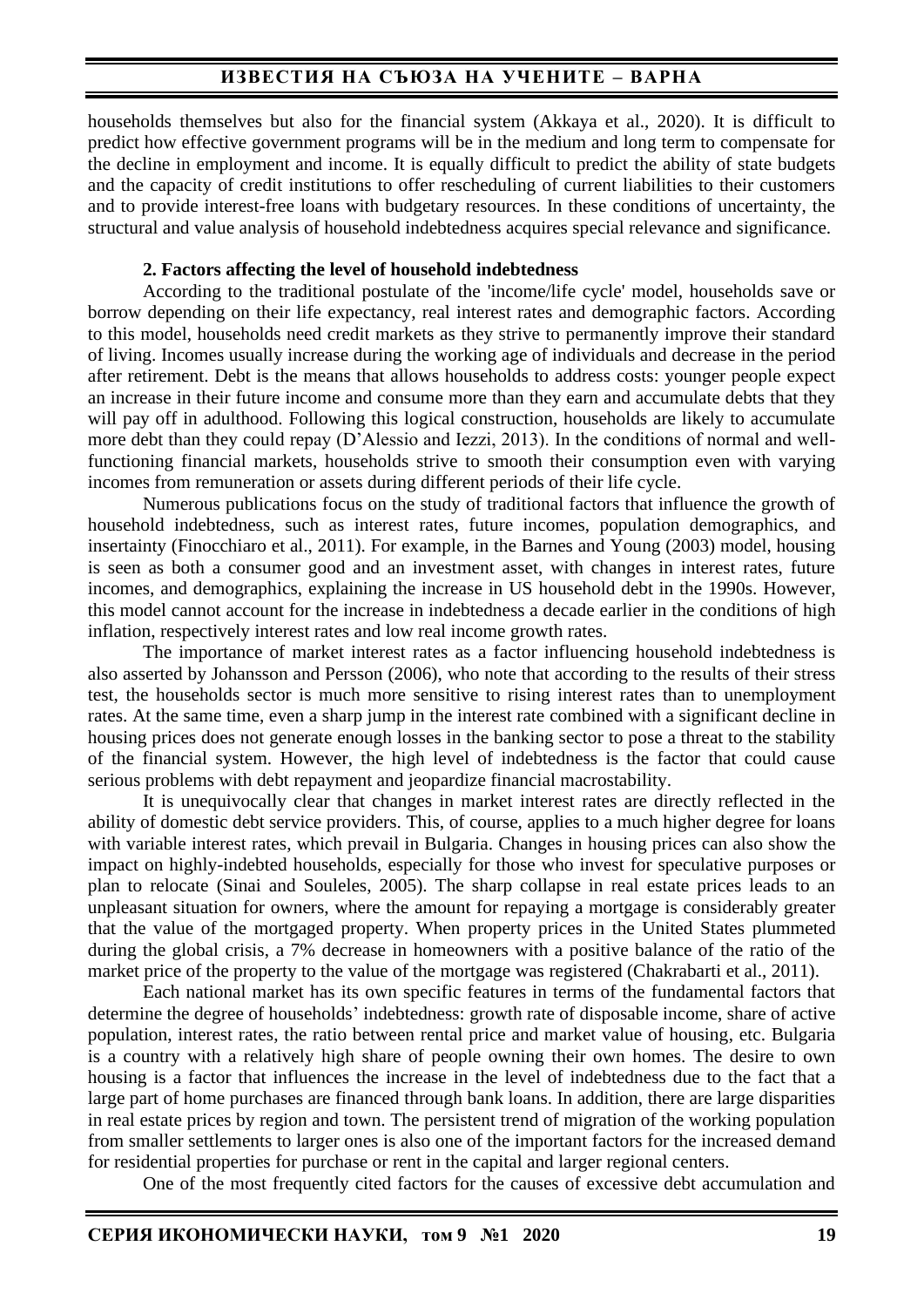households themselves but also for the financial system (Akkaya et al., 2020). It is difficult to predict how effective government programs will be in the medium and long term to compensate for the decline in employment and income. It is equally difficult to predict the ability of state budgets and the capacity of credit institutions to offer rescheduling of current liabilities to their customers and to provide interest-free loans with budgetary resources. In these conditions of uncertainty, the structural and value analysis of household indebtedness acquires special relevance and significance.

## 2. Factors affecting the level of household indebtedness

According to the traditional postulate of the 'income/life cycle' model, households save or borrow depending on their life expectancy, real interest rates and demographic factors. According to this model, households need credit markets as they strive to permanently improve their standard of living. Incomes usually increase during the working age of individuals and decrease in the period after retirement. Debt is the means that allows households to address costs: younger people expect an increase in their future income and consume more than they earn and accumulate debts that they will pay off in adulthood. Following this logical construction, households are likely to accumulate more debt than they could repay (D'Alessio and Iezzi, 2013). In the conditions of normal and well-functioning financial markets, households strive to smooth their consumption even with varying incomes from remuneration or assets during different periods of their life cycle.

Numerous publications focus on the study of traditional factors that influence the growth of household indebtedness, such as interest rates, future incomes, population demographics, and insertainty (Finocchiaro et al., 2011). For example, in the Barnes and Young (2003) model, housing is seen as both a consumer good and an investment asset, with changes in interest rates, future incomes, and demographics, explaining the increase in US household debt in the 1990s. However, this model cannot account for the increase in indebtedness a decade earlier in the conditions of high inflation, respectively interest rates and low real income growth rates.

The importance of market interest rates as a factor influencing household indebtedness is also asserted by Johansson and Persson (2006), who note that according to the results of their stress test, the households sector is much more sensitive to rising interest rates than to unemployment rates. At the same time, even a sharp jump in the interest rate combined with a significant decline in housing prices does not generate enough losses in the banking sector to pose a threat to the stability of the financial system. However, the high level of indebtedness is the factor that could cause serious problems with debt repayment and jeopardize financial macrostability.

It is unequivocally clear that changes in market interest rates are directly reflected in the ability of domestic debt service providers. This, of course, applies to a much higher degree for loans with variable interest rates, which prevail in Bulgaria. Changes in housing prices can also show the impact on highly-indebted households, especially for those who invest for speculative purposes or plan to relocate (Sinai and Souleles, 2005). The sharp collapse in real estate prices leads to an unpleasant situation for owners, where the amount for repaying a mortgage is considerably greater that the value of the mortgaged property. When property prices in the United States plummeted during the global crisis, a 7% decrease in homeowners with a positive balance of the ratio of the market price of the property to the value of the mortgage was registered (Chakrabarti et al., 2011).

Each national market has its own specific features in terms of the fundamental factors that determine the degree of households' indebtedness: growth rate of disposable income, share of active population, interest rates, the ratio between rental price and market value of housing, etc. Bulgaria is a country with a relatively high share of people owning their own homes. The desire to own housing is a factor that influences the increase in the level of indebtedness due to the fact that a large part of home purchases are financed through bank loans. In addition, there are large disparities in real estate prices by region and town. The persistent trend of migration of the working population from smaller settlements to larger ones is also one of the important factors for the increased demand for residential properties for purchase or rent in the capital and larger regional centers.

One of the most frequently cited factors for the causes of excessive debt accumulation and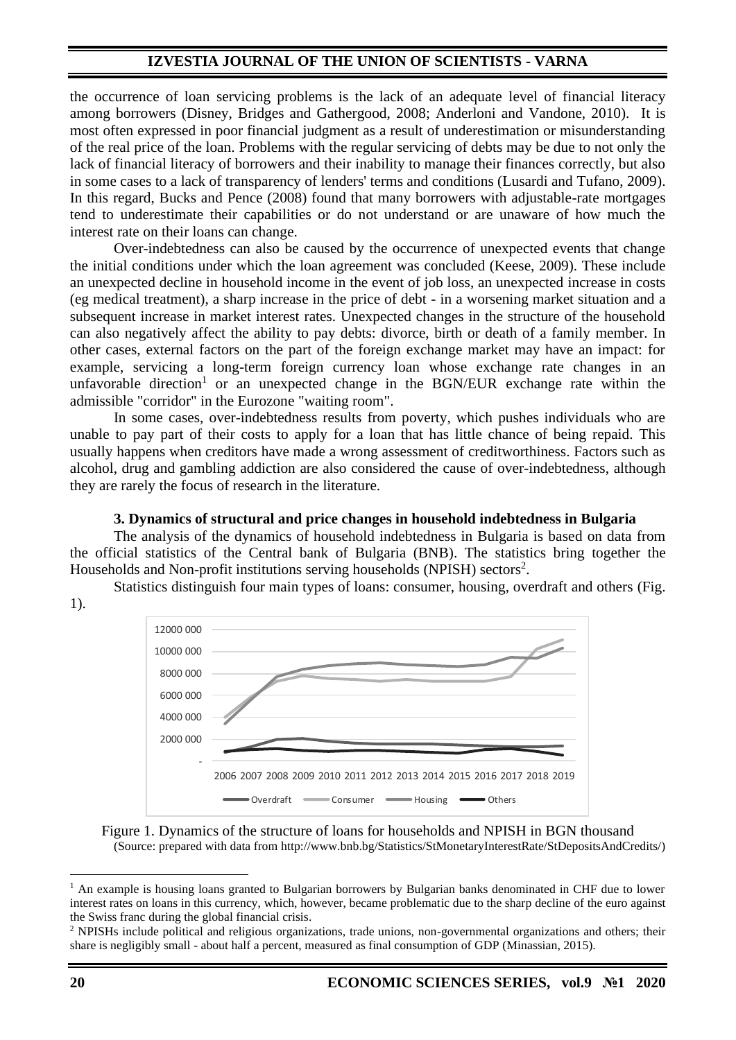the occurrence of loan servicing problems is the lack of an adequate level of financial literacy among borrowers (Disney, Bridges and Gathergood, 2008; Anderloni and Vandone, 2010). It is most often expressed in poor financial judgment as a result of underestimation or misunderstanding of the real price of the loan. Problems with the regular servicing of debts may be due to not only the lack of financial literacy of borrowers and their inability to manage their finances correctly, but also in some cases to a lack of transparency of lenders' terms and conditions (Lusardi and Tufano, 2009). In this regard, Bucks and Pence (2008) found that many borrowers with adjustable-rate mortgages tend to underestimate their capabilities or do not understand or are unaware of how much the interest rate on their loans can change.

Over-indebtedness can also be caused by the occurrence of unexpected events that change the initial conditions under which the loan agreement was concluded (Keese, 2009). These include an unexpected decline in household income in the event of job loss, an unexpected increase in costs (eg medical treatment), a sharp increase in the price of debt - in a worsening market situation and a subsequent increase in market interest rates. Unexpected changes in the structure of the household can also negatively affect the ability to pay debts: divorce, birth or death of a family member. In other cases, external factors on the part of the foreign exchange market may have an impact: for example, servicing a long-term foreign currency loan whose exchange rate changes in an unfavorable direction[1] or an unexpected change in the BGN/EUR exchange rate within the admissible "corridor" in the Eurozone "waiting room".

In some cases, over-indebtedness results from poverty, which pushes individuals who are unable to pay part of their costs to apply for a loan that has little chance of being repaid. This usually happens when creditors have made a wrong assessment of creditworthiness. Factors such as alcohol, drug and gambling addiction are also considered the cause of over-indebtedness, although they are rarely the focus of research in the literature.

## 3. Dynamics of structural and price changes in household indebtedness in Bulgaria

The analysis of the dynamics of household indebtedness in Bulgaria is based on data from the official statistics of the Central bank of Bulgaria (BNB). The statistics bring together the Households and Non-profit institutions serving households (NPISH) sectors[2].

Statistics distinguish four main types of loans: consumer, housing, overdraft and others (Fig. 1).

Figure 1. Dynamics of the structure of loans for households and NPISH in BGN thousand
(Source: prepared with data from http://www.bnb.bg/Statistics/StMonetaryInterestRate/StDepositsAndCredits/)

---

[1] An example is housing loans granted to Bulgarian borrowers by Bulgarian banks denominated in CHF due to lower interest rates on loans in this currency, which, however, became problematic due to the sharp decline of the euro against the Swiss franc during the global financial crisis.

[2] NPISHs include political and religious organizations, trade unions, non-governmental organizations and others; their share is negligibly small - about half a percent, measured as final consumption of GDP (Minassian, 2015).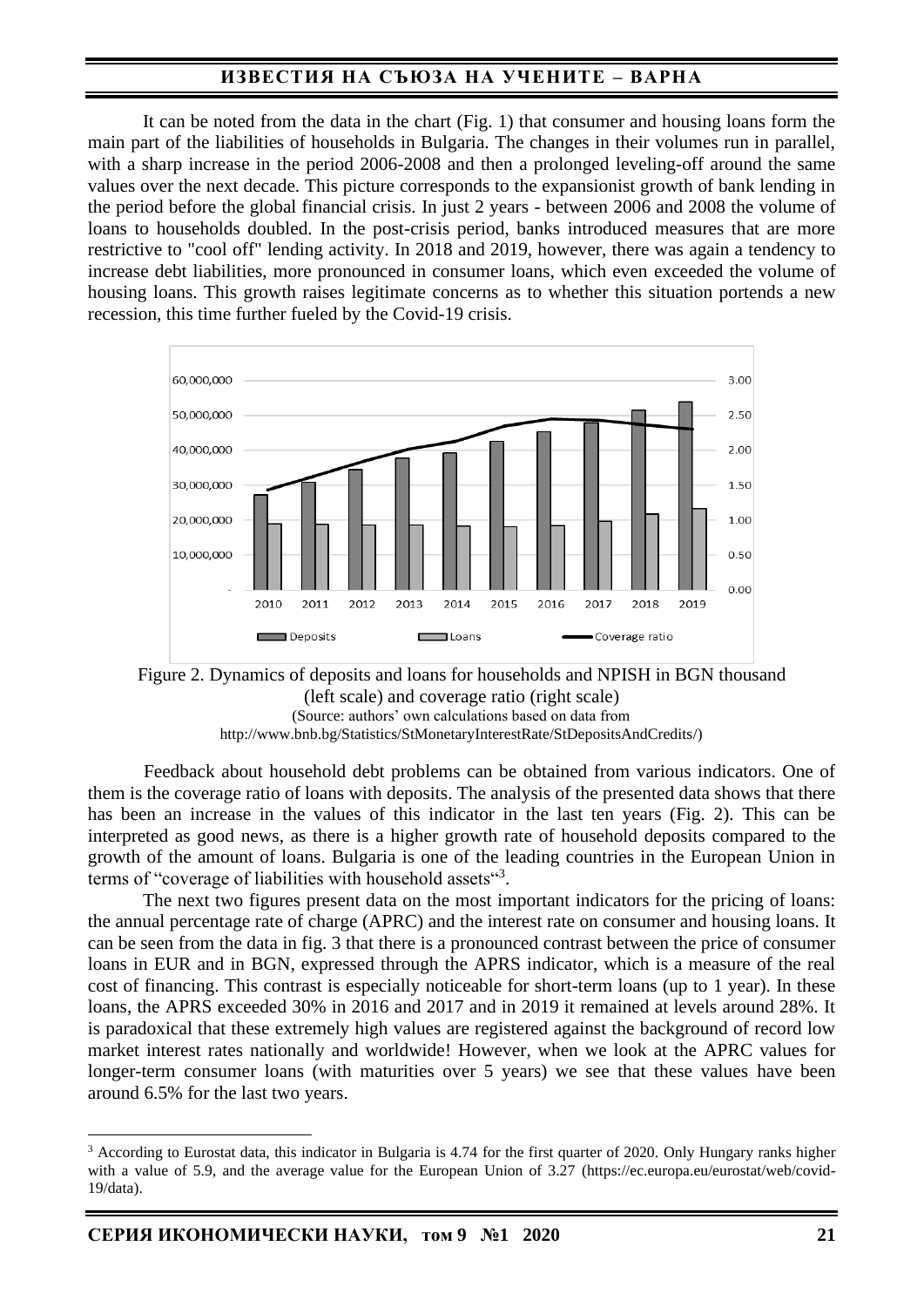It can be noted from the data in the chart (Fig. 1) that consumer and housing loans form the main part of the liabilities of households in Bulgaria. The changes in their volumes run in parallel, with a sharp increase in the period 2006-2008 and then a prolonged leveling-off around the same values over the next decade. This picture corresponds to the expansionist growth of bank lending in the period before the global financial crisis. In just 2 years - between 2006 and 2008 the volume of loans to households doubled. In the post-crisis period, banks introduced measures that are more restrictive to "cool off" lending activity. In 2018 and 2019, however, there was again a tendency to increase debt liabilities, more pronounced in consumer loans, which even exceeded the volume of housing loans. This growth raises legitimate concerns as to whether this situation portends a new recession, this time further fueled by the Covid-19 crisis.

Figure 2. Dynamics of deposits and loans for households and NPISH in BGN thousand (left scale) and coverage ratio (right scale)
(Source: authors' own calculations based on data from http://www.bnb.bg/Statistics/StMonetaryInterestRate/StDepositsAndCredits/)

Feedback about household debt problems can be obtained from various indicators. One of them is the coverage ratio of loans with deposits. The analysis of the presented data shows that there has been an increase in the values of this indicator in the last ten years (Fig. 2). This can be interpreted as good news, as there is a higher growth rate of household deposits compared to the growth of the amount of loans. Bulgaria is one of the leading countries in the European Union in terms of "coverage of liabilities with household assets"[3].

The next two figures present data on the most important indicators for the pricing of loans: the annual percentage rate of charge (APRC) and the interest rate on consumer and housing loans. It can be seen from the data in fig. 3 that there is a pronounced contrast between the price of consumer loans in EUR and in BGN, expressed through the APRS indicator, which is a measure of the real cost of financing. This contrast is especially noticeable for short-term loans (up to 1 year). In these loans, the APRS exceeded 30% in 2016 and 2017 and in 2019 it remained at levels around 28%. It is paradoxical that these extremely high values are registered against the background of record low market interest rates nationally and worldwide! However, when we look at the APRC values for longer-term consumer loans (with maturities over 5 years) we see that these values have been around 6.5% for the last two years.

[3] According to Eurostat data, this indicator in Bulgaria is 4.74 for the first quarter of 2020. Only Hungary ranks higher with a value of 5.9, and the average value for the European Union of 3.27 (https://ec.europa.eu/eurostat/web/covid-19/data).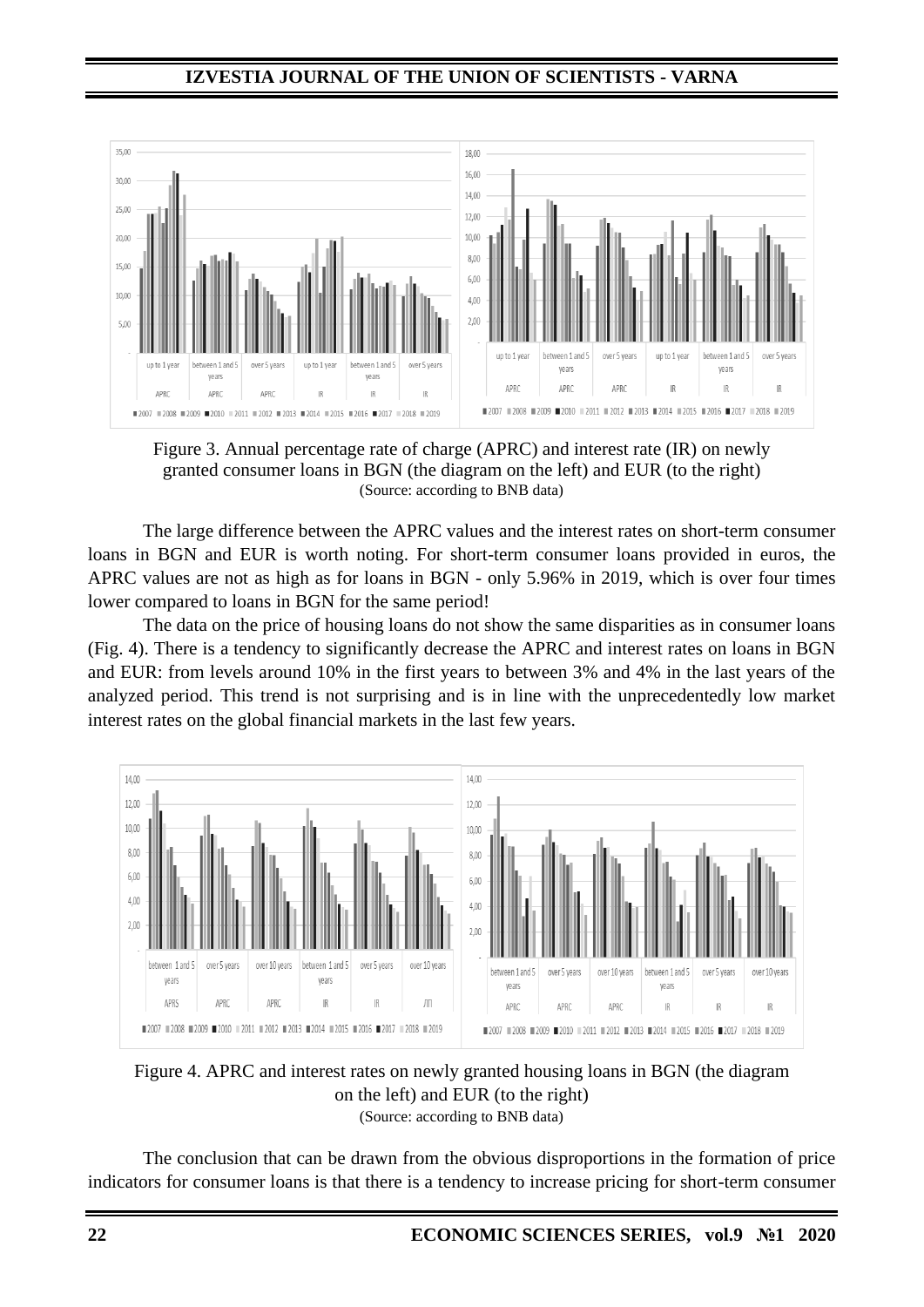Figure 3. Annual percentage rate of charge (APRC) and interest rate (IR) on newly granted consumer loans in BGN (the diagram on the left) and EUR (to the right)
(Source: according to BNB data)

The large difference between the APRC values and the interest rates on short-term consumer loans in BGN and EUR is worth noting. For short-term consumer loans provided in euros, the APRC values are not as high as for loans in BGN - only 5.96% in 2019, which is over four times lower compared to loans in BGN for the same period!

The data on the price of housing loans do not show the same disparities as in consumer loans (Fig. 4). There is a tendency to significantly decrease the APRC and interest rates on loans in BGN and EUR: from levels around 10% in the first years to between 3% and 4% in the last years of the analyzed period. This trend is not surprising and is in line with the unprecedentedly low market interest rates on the global financial markets in the last few years.

Figure 4. APRC and interest rates on newly granted housing loans in BGN (the diagram on the left) and EUR (to the right)
(Source: according to BNB data)

The conclusion that can be drawn from the obvious disproportions in the formation of price indicators for consumer loans is that there is a tendency to increase pricing for short-term consumer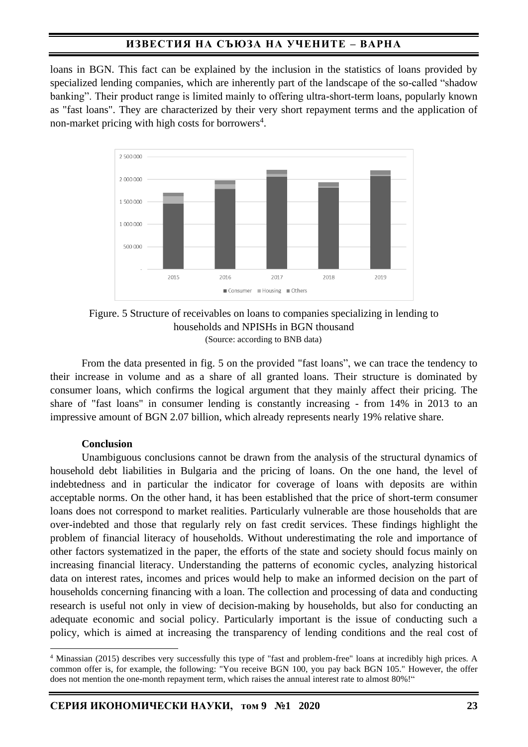loans in BGN. This fact can be explained by the inclusion in the statistics of loans provided by specialized lending companies, which are inherently part of the landscape of the so-called "shadow banking". Their product range is limited mainly to offering ultra-short-term loans, popularly known as "fast loans". They are characterized by their very short repayment terms and the application of non-market pricing with high costs for borrowers[4].

Figure. 5 Structure of receivables on loans to companies specializing in lending to households and NPISHs in BGN thousand
(Source: according to BNB data)

From the data presented in fig. 5 on the provided "fast loans", we can trace the tendency to their increase in volume and as a share of all granted loans. Their structure is dominated by consumer loans, which confirms the logical argument that they mainly affect their pricing. The share of "fast loans" in consumer lending is constantly increasing - from 14% in 2013 to an impressive amount of BGN 2.07 billion, which already represents nearly 19% relative share.

**Conclusion**

Unambiguous conclusions cannot be drawn from the analysis of the structural dynamics of household debt liabilities in Bulgaria and the pricing of loans. On the one hand, the level of indebtedness and in particular the indicator for coverage of loans with deposits are within acceptable norms. On the other hand, it has been established that the price of short-term consumer loans does not correspond to market realities. Particularly vulnerable are those households that are over-indebted and those that regularly rely on fast credit services. These findings highlight the problem of financial literacy of households. Without underestimating the role and importance of other factors systematized in the paper, the efforts of the state and society should focus mainly on increasing financial literacy. Understanding the patterns of economic cycles, analyzing historical data on interest rates, incomes and prices would help to make an informed decision on the part of households concerning financing with a loan. The collection and processing of data and conducting research is useful not only in view of decision-making by households, but also for conducting an adequate economic and social policy. Particularly important is the issue of conducting such a policy, which is aimed at increasing the transparency of lending conditions and the real cost of

---

[4] Minassian (2015) describes very successfully this type of "fast and problem-free" loans at incredibly high prices. A common offer is, for example, the following: "You receive BGN 100, you pay back BGN 105." However, the offer does not mention the one-month repayment term, which raises the annual interest rate to almost 80%!"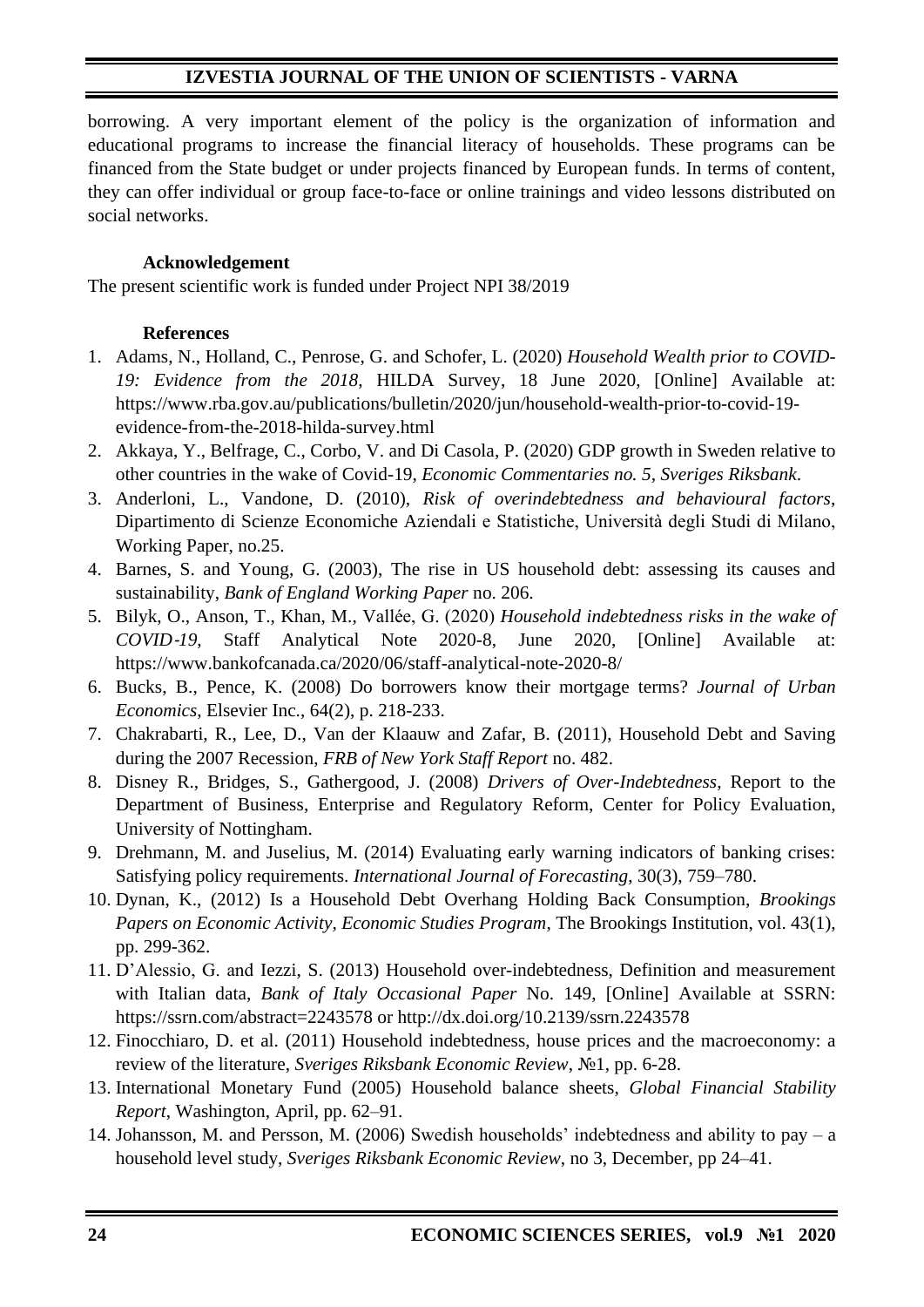borrowing. A very important element of the policy is the organization of information and educational programs to increase the financial literacy of households. These programs can be financed from the State budget or under projects financed by European funds. In terms of content, they can offer individual or group face-to-face or online trainings and video lessons distributed on social networks.

### Acknowledgement

The present scientific work is funded under Project NPI 38/2019

### References

1. Adams, N., Holland, C., Penrose, G. and Schofer, L. (2020) *Household Wealth prior to COVID-19: Evidence from the 2018*, HILDA Survey, 18 June 2020, [Online] Available at: https://www.rba.gov.au/publications/bulletin/2020/jun/household-wealth-prior-to-covid-19-evidence-from-the-2018-hilda-survey.html
2. Akkaya, Y., Belfrage, C., Corbo, V. and Di Casola, P. (2020) GDP growth in Sweden relative to other countries in the wake of Covid-19, *Economic Commentaries no. 5, Sveriges Riksbank*.
3. Anderloni, L., Vandone, D. (2010), *Risk of overindebtedness and behavioural factors*, Dipartimento di Scienze Economiche Aziendali e Statistiche, Università degli Studi di Milano, Working Paper, no.25.
4. Barnes, S. and Young, G. (2003), The rise in US household debt: assessing its causes and sustainability, *Bank of England Working Paper* no. 206.
5. Bilyk, O., Anson, T., Khan, M., Vallée, G. (2020) *Household indebtedness risks in the wake of COVID-19*, Staff Analytical Note 2020-8, June 2020, [Online] Available at: https://www.bankofcanada.ca/2020/06/staff-analytical-note-2020-8/
6. Bucks, B., Pence, K. (2008) Do borrowers know their mortgage terms? *Journal of Urban Economics*, Elsevier Inc., 64(2), p. 218-233.
7. Chakrabarti, R., Lee, D., Van der Klaauw and Zafar, B. (2011), Household Debt and Saving during the 2007 Recession, *FRB of New York Staff Report* no. 482.
8. Disney R., Bridges, S., Gathergood, J. (2008) *Drivers of Over-Indebtedness*, Report to the Department of Business, Enterprise and Regulatory Reform, Center for Policy Evaluation, University of Nottingham.
9. Drehmann, M. and Juselius, M. (2014) Evaluating early warning indicators of banking crises: Satisfying policy requirements. *International Journal of Forecasting*, 30(3), 759–780.
10. Dynan, K., (2012) Is a Household Debt Overhang Holding Back Consumption, *Brookings Papers on Economic Activity, Economic Studies Program*, The Brookings Institution, vol. 43(1), pp. 299-362.
11. D'Alessio, G. and Iezzi, S. (2013) Household over-indebtedness, Definition and measurement with Italian data, *Bank of Italy Occasional Paper* No. 149, [Online] Available at SSRN: https://ssrn.com/abstract=2243578 or http://dx.doi.org/10.2139/ssrn.2243578
12. Finocchiaro, D. et al. (2011) Household indebtedness, house prices and the macroeconomy: a review of the literature, *Sveriges Riksbank Economic Review*, №1, pp. 6-28.
13. International Monetary Fund (2005) Household balance sheets, *Global Financial Stability Report*, Washington, April, pp. 62–91.
14. Johansson, M. and Persson, M. (2006) Swedish households' indebtedness and ability to pay – a household level study, *Sveriges Riksbank Economic Review*, no 3, December, pp 24–41.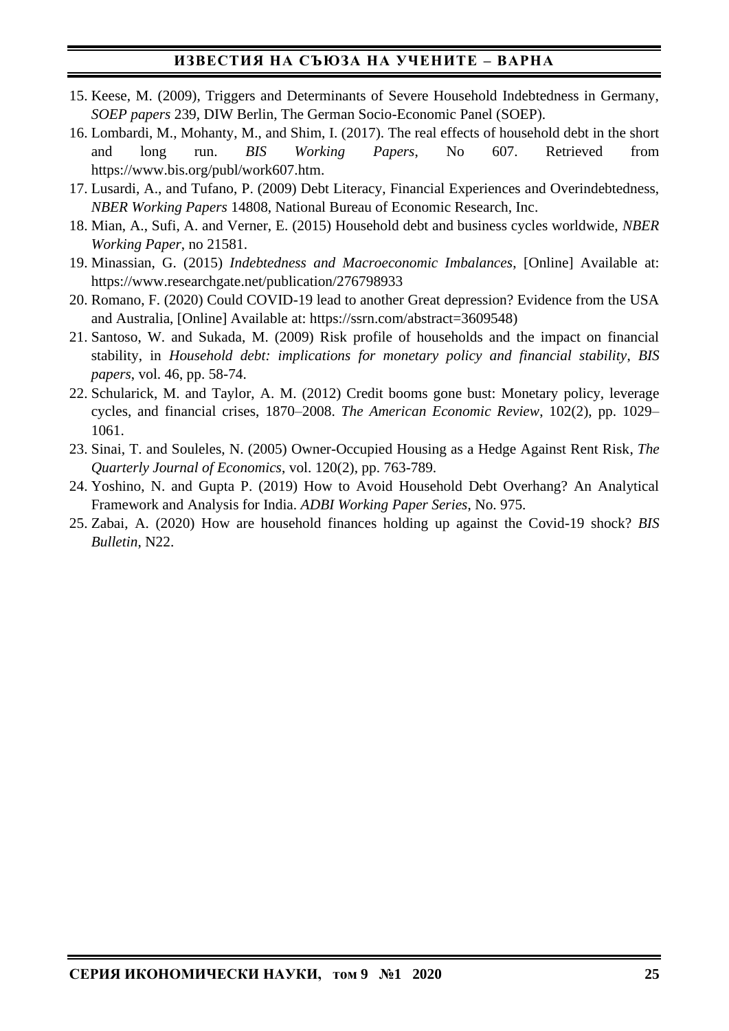15. Keese, M. (2009), Triggers and Determinants of Severe Household Indebtedness in Germany, *SOEP papers* 239, DIW Berlin, The German Socio-Economic Panel (SOEP).
16. Lombardi, M., Mohanty, M., and Shim, I. (2017). The real effects of household debt in the short and long run. *BIS Working Papers*, No 607. Retrieved from https://www.bis.org/publ/work607.htm.
17. Lusardi, A., and Tufano, P. (2009) Debt Literacy, Financial Experiences and Overindebtedness, *NBER Working Papers* 14808, National Bureau of Economic Research, Inc.
18. Mian, A., Sufi, A. and Verner, E. (2015) Household debt and business cycles worldwide, *NBER Working Paper*, no 21581.
19. Minassian, G. (2015) *Indebtedness and Macroeconomic Imbalances*, [Online] Available at: https://www.researchgate.net/publication/276798933
20. Romano, F. (2020) Could COVID-19 lead to another Great depression? Evidence from the USA and Australia, [Online] Available at: https://ssrn.com/abstract=3609548)
21. Santoso, W. and Sukada, M. (2009) Risk profile of households and the impact on financial stability, in *Household debt: implications for monetary policy and financial stability*, *BIS papers*, vol. 46, pp. 58-74.
22. Schularick, M. and Taylor, A. M. (2012) Credit booms gone bust: Monetary policy, leverage cycles, and financial crises, 1870–2008. *The American Economic Review*, 102(2), pp. 1029–1061.
23. Sinai, T. and Souleles, N. (2005) Owner-Occupied Housing as a Hedge Against Rent Risk, *The Quarterly Journal of Economics*, vol. 120(2), pp. 763-789.
24. Yoshino, N. and Gupta P. (2019) How to Avoid Household Debt Overhang? An Analytical Framework and Analysis for India. *ADBI Working Paper Series*, No. 975.
25. Zabai, A. (2020) How are household finances holding up against the Covid-19 shock? *BIS Bulletin*, N22.